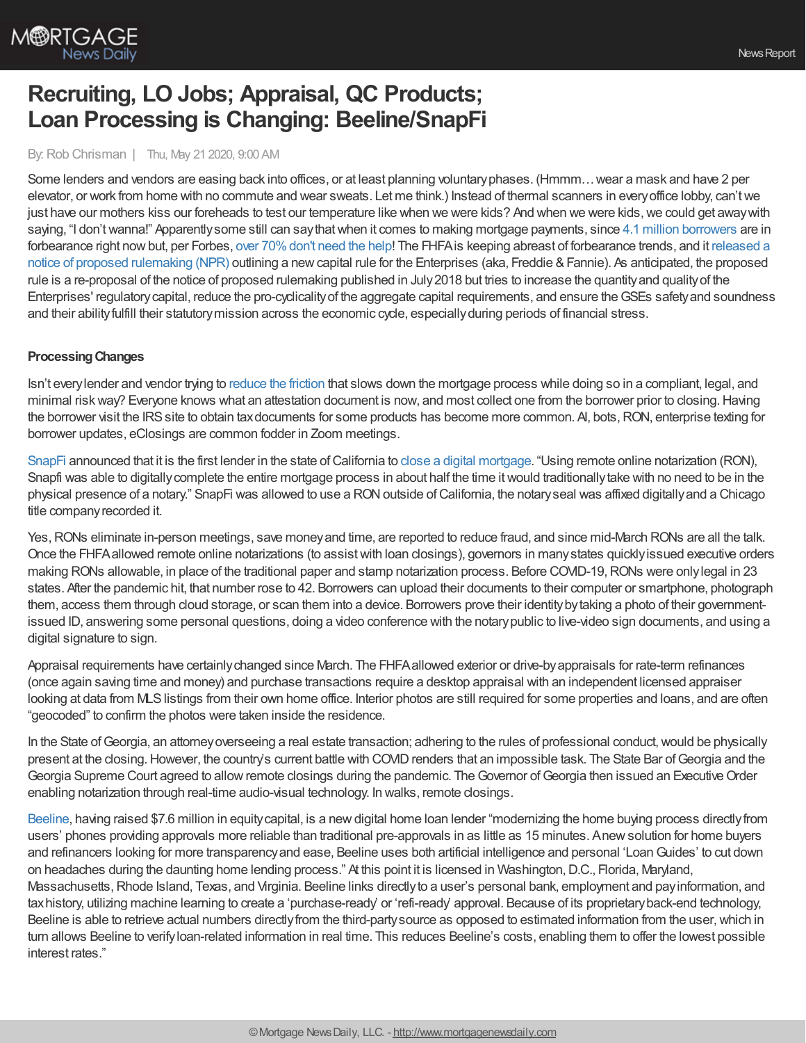# Recruiting, LO Jobs; Appraisal, QC Products; Loan Processing is Changing: Beeline/SnapFi

By: Rob Chrisman | Thu, May 21 2020, 9:00 AM

Some lenders and vendors are easing back into offices, or at least planning voluntary phases. (Hmmm… wear a mask and have 2 per elevator, or work from home with no commute and wear sweats. Let me think.) Instead of thermal scanners in every office lobby, can't we just have our mothers kiss our foreheads to test our temperature like when we were kids? And when we were kids, we could get away with saying, "I don't wanna!" Apparently some still can say that when it comes to making mortgage payments, since 4.1 million borrowers are in forbearance right now but, per Forbes, over 70% don't need the help! The FHFA is keeping abreast of forbearance trends, and it released a notice of proposed rulemaking (NPR) outlining a new capital rule for the Enterprises (aka, Freddie & Fannie). As anticipated, the proposed rule is a re-proposal of the notice of proposed rulemaking published in July 2018 but tries to increase the quantity and quality of the Enterprises' regulatory capital, reduce the pro-cyclicality of the aggregate capital requirements, and ensure the GSEs safety and soundness and their ability fulfill their statutory mission across the economic cycle, especially during periods of financial stress.

**Processing Changes**

Isn't every lender and vendor trying to reduce the friction that slows down the mortgage process while doing so in a compliant, legal, and minimal risk way? Everyone knows what an attestation document is now, and most collect one from the borrower prior to closing. Having the borrower visit the IRS site to obtain tax documents for some products has become more common. AI, bots, RON, enterprise texting for borrower updates, eClosings are common fodder in Zoom meetings.

SnapFi announced that it is the first lender in the state of California to close a digital mortgage. "Using remote online notarization (RON), Snapfi was able to digitally complete the entire mortgage process in about half the time it would traditionally take with no need to be in the physical presence of a notary." SnapFi was allowed to use a RON outside of California, the notary seal was affixed digitally and a Chicago title company recorded it.

Yes, RONs eliminate in-person meetings, save money and time, are reported to reduce fraud, and since mid-March RONs are all the talk. Once the FHFA allowed remote online notarizations (to assist with loan closings), governors in many states quickly issued executive orders making RONs allowable, in place of the traditional paper and stamp notarization process. Before COVID-19, RONs were only legal in 23 states. After the pandemic hit, that number rose to 42. Borrowers can upload their documents to their computer or smartphone, photograph them, access them through cloud storage, or scan them into a device. Borrowers prove their identity by taking a photo of their government-issued ID, answering some personal questions, doing a video conference with the notary public to live-video sign documents, and using a digital signature to sign.

Appraisal requirements have certainly changed since March. The FHFA allowed exterior or drive-by appraisals for rate-term refinances (once again saving time and money) and purchase transactions require a desktop appraisal with an independent licensed appraiser looking at data from MLS listings from their own home office. Interior photos are still required for some properties and loans, and are often "geocoded" to confirm the photos were taken inside the residence.

In the State of Georgia, an attorney overseeing a real estate transaction; adhering to the rules of professional conduct, would be physically present at the closing. However, the country's current battle with COVID renders that an impossible task. The State Bar of Georgia and the Georgia Supreme Court agreed to allow remote closings during the pandemic. The Governor of Georgia then issued an Executive Order enabling notarization through real-time audio-visual technology. In walks, remote closings.

Beeline, having raised $7.6 million in equity capital, is a new digital home loan lender "modernizing the home buying process directly from users' phones providing approvals more reliable than traditional pre-approvals in as little as 15 minutes. A new solution for home buyers and refinancers looking for more transparency and ease, Beeline uses both artificial intelligence and personal 'Loan Guides' to cut down on headaches during the daunting home lending process." At this point it is licensed in Washington, D.C., Florida, Maryland, Massachusetts, Rhode Island, Texas, and Virginia. Beeline links directly to a user's personal bank, employment and pay information, and tax history, utilizing machine learning to create a 'purchase-ready' or 'refi-ready' approval. Because of its proprietary back-end technology, Beeline is able to retrieve actual numbers directly from the third-party source as opposed to estimated information from the user, which in turn allows Beeline to verify loan-related information in real time. This reduces Beeline's costs, enabling them to offer the lowest possible interest rates."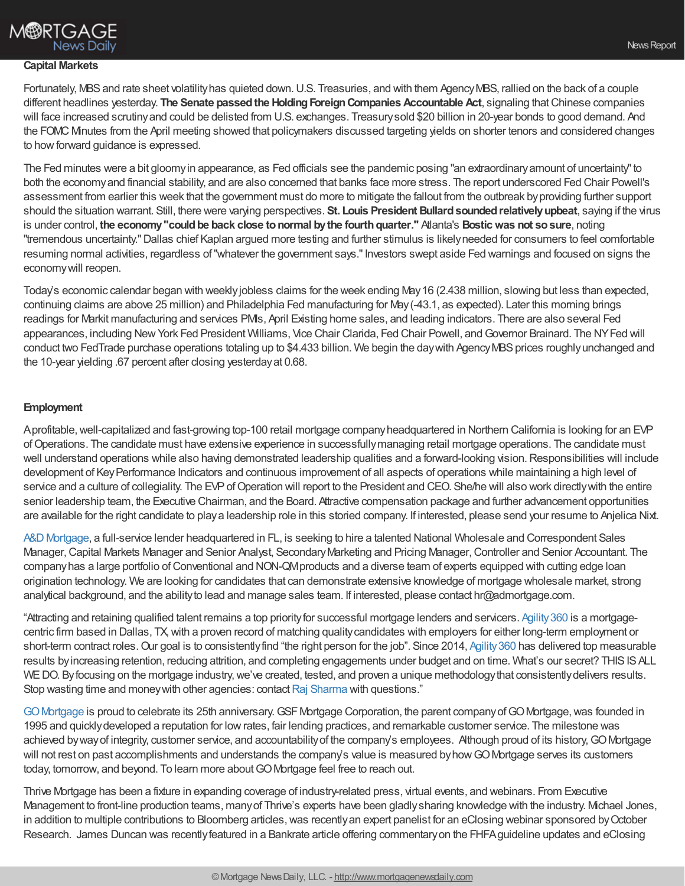**Capital Markets**

Fortunately, MBS and rate sheet volatility has quieted down. U.S. Treasuries, and with them Agency MBS, rallied on the back of a couple different headlines yesterday. **The Senate passed the Holding Foreign Companies Accountable Act**, signaling that Chinese companies will face increased scrutiny and could be delisted from U.S. exchanges. Treasury sold $20 billion in 20-year bonds to good demand. And the FOMC Minutes from the April meeting showed that policymakers discussed targeting yields on shorter tenors and considered changes to how forward guidance is expressed.

The Fed minutes were a bit gloomy in appearance, as Fed officials see the pandemic posing "an extraordinary amount of uncertainty" to both the economy and financial stability, and are also concerned that banks face more stress. The report underscored Fed Chair Powell's assessment from earlier this week that the government must do more to mitigate the fallout from the outbreak by providing further support should the situation warrant. Still, there were varying perspectives. **St. Louis President Bullard sounded relatively upbeat**, saying if the virus is under control, **the economy "could be back close to normal by the fourth quarter."** Atlanta's **Bostic was not so sure**, noting "tremendous uncertainty." Dallas chief Kaplan argued more testing and further stimulus is likely needed for consumers to feel comfortable resuming normal activities, regardless of "whatever the government says." Investors swept aside Fed warnings and focused on signs the economy will reopen.

Today's economic calendar began with weekly jobless claims for the week ending May 16 (2.438 million, slowing but less than expected, continuing claims are above 25 million) and Philadelphia Fed manufacturing for May (-43.1, as expected). Later this morning brings readings for Markit manufacturing and services PMIs, April Existing home sales, and leading indicators. There are also several Fed appearances, including New York Fed President Williams, Vice Chair Clarida, Fed Chair Powell, and Governor Brainard. The NY Fed will conduct two FedTrade purchase operations totaling up to $4.433 billion. We begin the day with Agency MBS prices roughly unchanged and the 10-year yielding .67 percent after closing yesterday at 0.68.

**Employment**

A profitable, well-capitalized and fast-growing top-100 retail mortgage company headquartered in Northern California is looking for an EVP of Operations. The candidate must have extensive experience in successfully managing retail mortgage operations. The candidate must well understand operations while also having demonstrated leadership qualities and a forward-looking vision. Responsibilities will include development of Key Performance Indicators and continuous improvement of all aspects of operations while maintaining a high level of service and a culture of collegiality. The EVP of Operation will report to the President and CEO. She/he will also work directly with the entire senior leadership team, the Executive Chairman, and the Board. Attractive compensation package and further advancement opportunities are available for the right candidate to play a leadership role in this storied company. If interested, please send your resume to Anjelica Nixt.

A&D Mortgage, a full-service lender headquartered in FL, is seeking to hire a talented National Wholesale and Correspondent Sales Manager, Capital Markets Manager and Senior Analyst, Secondary Marketing and Pricing Manager, Controller and Senior Accountant. The company has a large portfolio of Conventional and NON-QM products and a diverse team of experts equipped with cutting edge loan origination technology. We are looking for candidates that can demonstrate extensive knowledge of mortgage wholesale market, strong analytical background, and the ability to lead and manage sales team. If interested, please contact hr@admortgage.com.

"Attracting and retaining qualified talent remains a top priority for successful mortgage lenders and servicers. Agility 360 is a mortgage-centric firm based in Dallas, TX, with a proven record of matching quality candidates with employers for either long-term employment or short-term contract roles. Our goal is to consistently find "the right person for the job". Since 2014, Agility 360 has delivered top measurable results by increasing retention, reducing attrition, and completing engagements under budget and on time. What's our secret? THIS IS ALL WE DO. By focusing on the mortgage industry, we've created, tested, and proven a unique methodology that consistently delivers results. Stop wasting time and money with other agencies: contact Raj Sharma with questions."

GO Mortgage is proud to celebrate its 25th anniversary. GSF Mortgage Corporation, the parent company of GO Mortgage, was founded in 1995 and quickly developed a reputation for low rates, fair lending practices, and remarkable customer service. The milestone was achieved by way of integrity, customer service, and accountability of the company's employees. Although proud of its history, GO Mortgage will not rest on past accomplishments and understands the company's value is measured by how GO Mortgage serves its customers today, tomorrow, and beyond. To learn more about GO Mortgage feel free to reach out.

Thrive Mortgage has been a fixture in expanding coverage of industry-related press, virtual events, and webinars. From Executive Management to front-line production teams, many of Thrive's experts have been gladly sharing knowledge with the industry. Michael Jones, in addition to multiple contributions to Bloomberg articles, was recently an expert panelist for an eClosing webinar sponsored by October Research. James Duncan was recently featured in a Bankrate article offering commentary on the FHFA guideline updates and eClosing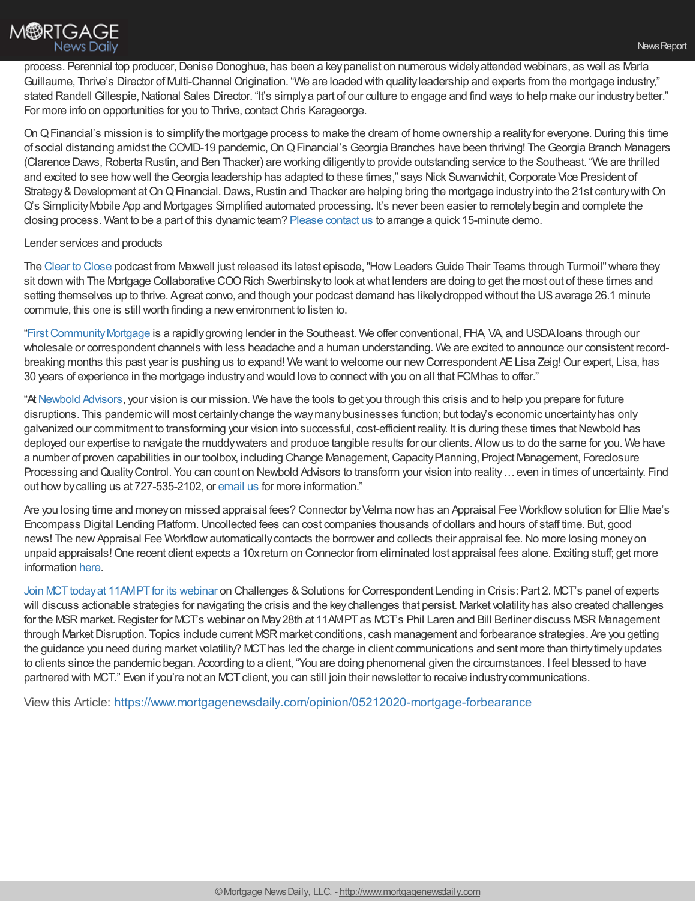process. Perennial top producer, Denise Donoghue, has been a key panelist on numerous widely attended webinars, as well as Marla Guillaume, Thrive's Director of Multi-Channel Origination. "We are loaded with quality leadership and experts from the mortgage industry," stated Randell Gillespie, National Sales Director. "It's simply a part of our culture to engage and find ways to help make our industry better." For more info on opportunities for you to Thrive, contact Chris Karageorge.

On Q Financial's mission is to simplify the mortgage process to make the dream of home ownership a reality for everyone. During this time of social distancing amidst the COVID-19 pandemic, On Q Financial's Georgia Branches have been thriving! The Georgia Branch Managers (Clarence Daws, Roberta Rustin, and Ben Thacker) are working diligently to provide outstanding service to the Southeast. "We are thrilled and excited to see how well the Georgia leadership has adapted to these times," says Nick Suwanvichit, Corporate Vice President of Strategy & Development at On Q Financial. Daws, Rustin and Thacker are helping bring the mortgage industry into the 21st century with On Q's Simplicity Mobile App and Mortgages Simplified automated processing. It's never been easier to remotely begin and complete the closing process. Want to be a part of this dynamic team? Please contact us to arrange a quick 15-minute demo.

Lender services and products

The Clear to Close podcast from Maxwell just released its latest episode, "How Leaders Guide Their Teams through Turmoil" where they sit down with The Mortgage Collaborative COO Rich Swerbinsky to look at what lenders are doing to get the most out of these times and setting themselves up to thrive. A great convo, and though your podcast demand has likely dropped without the US average 26.1 minute commute, this one is still worth finding a new environment to listen to.

"First Community Mortgage is a rapidly growing lender in the Southeast. We offer conventional, FHA, VA, and USDA loans through our wholesale or correspondent channels with less headache and a human understanding. We are excited to announce our consistent record-breaking months this past year is pushing us to expand! We want to welcome our new Correspondent AE Lisa Zeig! Our expert, Lisa, has 30 years of experience in the mortgage industry and would love to connect with you on all that FCM has to offer."

"At Newbold Advisors, your vision is our mission. We have the tools to get you through this crisis and to help you prepare for future disruptions. This pandemic will most certainly change the way many businesses function; but today's economic uncertainty has only galvanized our commitment to transforming your vision into successful, cost-efficient reality. It is during these times that Newbold has deployed our expertise to navigate the muddy waters and produce tangible results for our clients. Allow us to do the same for you. We have a number of proven capabilities in our toolbox, including Change Management, Capacity Planning, Project Management, Foreclosure Processing and Quality Control. You can count on Newbold Advisors to transform your vision into reality … even in times of uncertainty. Find out how by calling us at 727-535-2102, or email us for more information."

Are you losing time and money on missed appraisal fees? Connector by Velma now has an Appraisal Fee Workflow solution for Ellie Mae's Encompass Digital Lending Platform. Uncollected fees can cost companies thousands of dollars and hours of staff time. But, good news! The new Appraisal Fee Workflow automatically contacts the borrower and collects their appraisal fee. No more losing money on unpaid appraisals! One recent client expects a 10x return on Connector from eliminated lost appraisal fees alone. Exciting stuff; get more information here.

Join MCT today at 11AM PT for its webinar on Challenges & Solutions for Correspondent Lending in Crisis: Part 2. MCT's panel of experts will discuss actionable strategies for navigating the crisis and the key challenges that persist. Market volatility has also created challenges for the MSR market. Register for MCT's webinar on May 28th at 11AM PT as MCT's Phil Laren and Bill Berliner discuss MSR Management through Market Disruption. Topics include current MSR market conditions, cash management and forbearance strategies. Are you getting the guidance you need during market volatility? MCT has led the charge in client communications and sent more than thirty timely updates to clients since the pandemic began. According to a client, "You are doing phenomenal given the circumstances. I feel blessed to have partnered with MCT." Even if you're not an MCT client, you can still join their newsletter to receive industry communications.

View this Article: https://www.mortgagenewsdaily.com/opinion/05212020-mortgage-forbearance